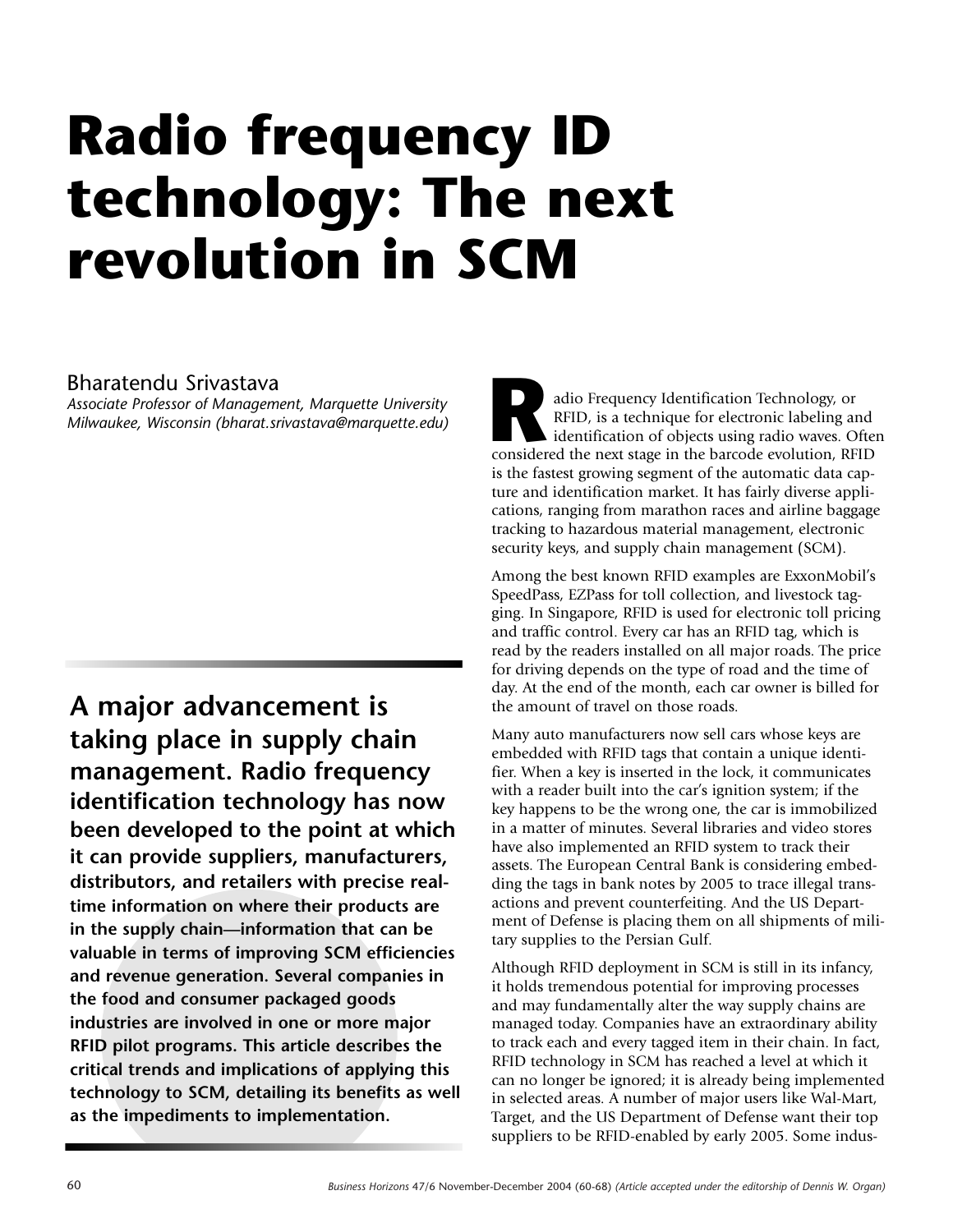# Radio frequency ID technology: The next revolution in SCM

Bharatendu Srivastava

*Associate Professor of Management, Marquette University Milwaukee, Wisconsin (bharat.srivastava@marquette.edu)*

**A major advancement is taking place in supply chain management. Radio frequency identification technology has now been developed to the point at which it can provide suppliers, manufacturers, distributors, and retailers with precise real-time information on where their products are in the supply chain—information that can be valuable in terms of improving SCM efficiencies and revenue generation. Several companies in the food and consumer packaged goods industries are involved in one or more major RFID pilot programs. This article describes the critical trends and implications of applying this technology to SCM, detailing its benefits as well as the impediments to implementation.**

Radio Frequency Identification Technology, or RFID, is a technique for electronic labeling and identification of objects using radio waves. Often considered the next stage in the barcode evolution, RFID is the fastest growing segment of the automatic data capture and identification market. It has fairly diverse applications, ranging from marathon races and airline baggage tracking to hazardous material management, electronic security keys, and supply chain management (SCM).

Among the best known RFID examples are ExxonMobil's SpeedPass, EZPass for toll collection, and livestock tagging. In Singapore, RFID is used for electronic toll pricing and traffic control. Every car has an RFID tag, which is read by the readers installed on all major roads. The price for driving depends on the type of road and the time of day. At the end of the month, each car owner is billed for the amount of travel on those roads.

Many auto manufacturers now sell cars whose keys are embedded with RFID tags that contain a unique identifier. When a key is inserted in the lock, it communicates with a reader built into the car's ignition system; if the key happens to be the wrong one, the car is immobilized in a matter of minutes. Several libraries and video stores have also implemented an RFID system to track their assets. The European Central Bank is considering embedding the tags in bank notes by 2005 to trace illegal transactions and prevent counterfeiting. And the US Department of Defense is placing them on all shipments of military supplies to the Persian Gulf.

Although RFID deployment in SCM is still in its infancy, it holds tremendous potential for improving processes and may fundamentally alter the way supply chains are managed today. Companies have an extraordinary ability to track each and every tagged item in their chain. In fact, RFID technology in SCM has reached a level at which it can no longer be ignored; it is already being implemented in selected areas. A number of major users like Wal-Mart, Target, and the US Department of Defense want their top suppliers to be RFID-enabled by early 2005. Some indus-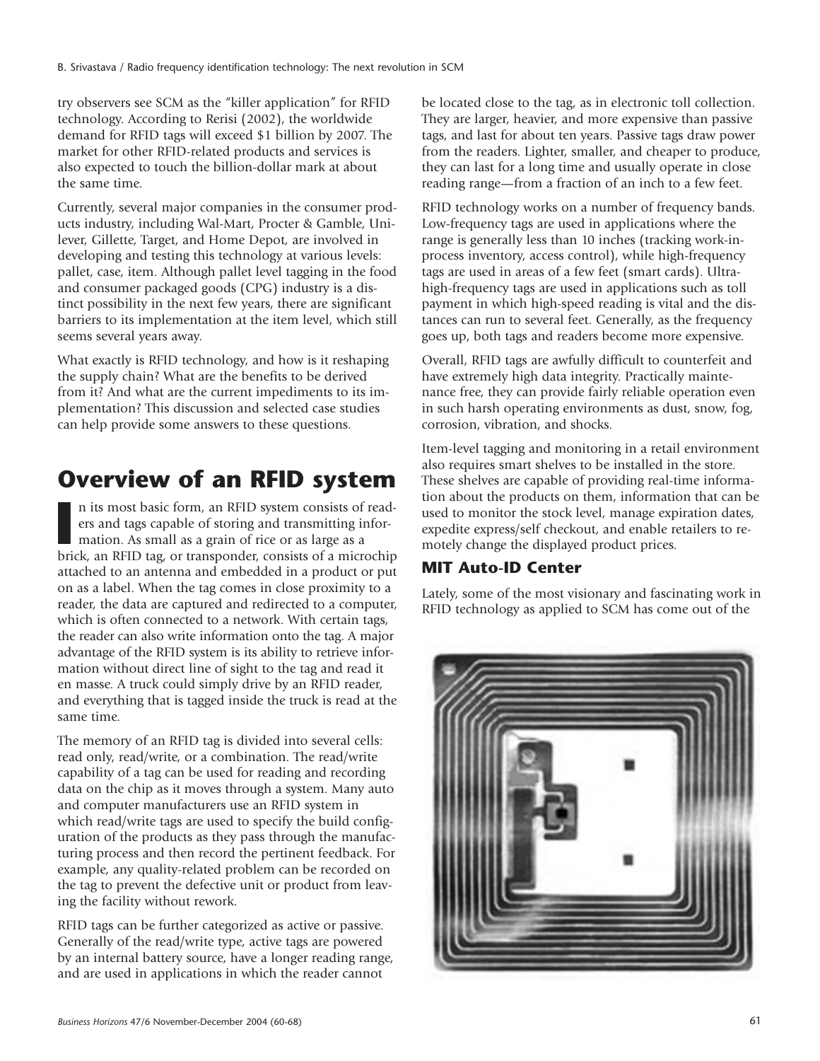try observers see SCM as the "killer application" for RFID technology. According to Rerisi (2002), the worldwide demand for RFID tags will exceed $1 billion by 2007. The market for other RFID-related products and services is also expected to touch the billion-dollar mark at about the same time.

Currently, several major companies in the consumer products industry, including Wal-Mart, Procter & Gamble, Unilever, Gillette, Target, and Home Depot, are involved in developing and testing this technology at various levels: pallet, case, item. Although pallet level tagging in the food and consumer packaged goods (CPG) industry is a distinct possibility in the next few years, there are significant barriers to its implementation at the item level, which still seems several years away.

What exactly is RFID technology, and how is it reshaping the supply chain? What are the benefits to be derived from it? And what are the current impediments to its implementation? This discussion and selected case studies can help provide some answers to these questions.

# Overview of an RFID system

In its most basic form, an RFID system consists of readers and tags capable of storing and transmitting information. As small as a grain of rice or as large as a brick, an RFID tag, or transponder, consists of a microchip attached to an antenna and embedded in a product or put on as a label. When the tag comes in close proximity to a reader, the data are captured and redirected to a computer, which is often connected to a network. With certain tags, the reader can also write information onto the tag. A major advantage of the RFID system is its ability to retrieve information without direct line of sight to the tag and read it en masse. A truck could simply drive by an RFID reader, and everything that is tagged inside the truck is read at the same time.

The memory of an RFID tag is divided into several cells: read only, read/write, or a combination. The read/write capability of a tag can be used for reading and recording data on the chip as it moves through a system. Many auto and computer manufacturers use an RFID system in which read/write tags are used to specify the build configuration of the products as they pass through the manufacturing process and then record the pertinent feedback. For example, any quality-related problem can be recorded on the tag to prevent the defective unit or product from leaving the facility without rework.

RFID tags can be further categorized as active or passive. Generally of the read/write type, active tags are powered by an internal battery source, have a longer reading range, and are used in applications in which the reader cannot be located close to the tag, as in electronic toll collection. They are larger, heavier, and more expensive than passive tags, and last for about ten years. Passive tags draw power from the readers. Lighter, smaller, and cheaper to produce, they can last for a long time and usually operate in close reading range—from a fraction of an inch to a few feet.

RFID technology works on a number of frequency bands. Low-frequency tags are used in applications where the range is generally less than 10 inches (tracking work-in-process inventory, access control), while high-frequency tags are used in areas of a few feet (smart cards). Ultra-high-frequency tags are used in applications such as toll payment in which high-speed reading is vital and the distances can run to several feet. Generally, as the frequency goes up, both tags and readers become more expensive.

Overall, RFID tags are awfully difficult to counterfeit and have extremely high data integrity. Practically maintenance free, they can provide fairly reliable operation even in such harsh operating environments as dust, snow, fog, corrosion, vibration, and shocks.

Item-level tagging and monitoring in a retail environment also requires smart shelves to be installed in the store. These shelves are capable of providing real-time information about the products on them, information that can be used to monitor the stock level, manage expiration dates, expedite express/self checkout, and enable retailers to remotely change the displayed product prices.

## MIT Auto-ID Center

Lately, some of the most visionary and fascinating work in RFID technology as applied to SCM has come out of the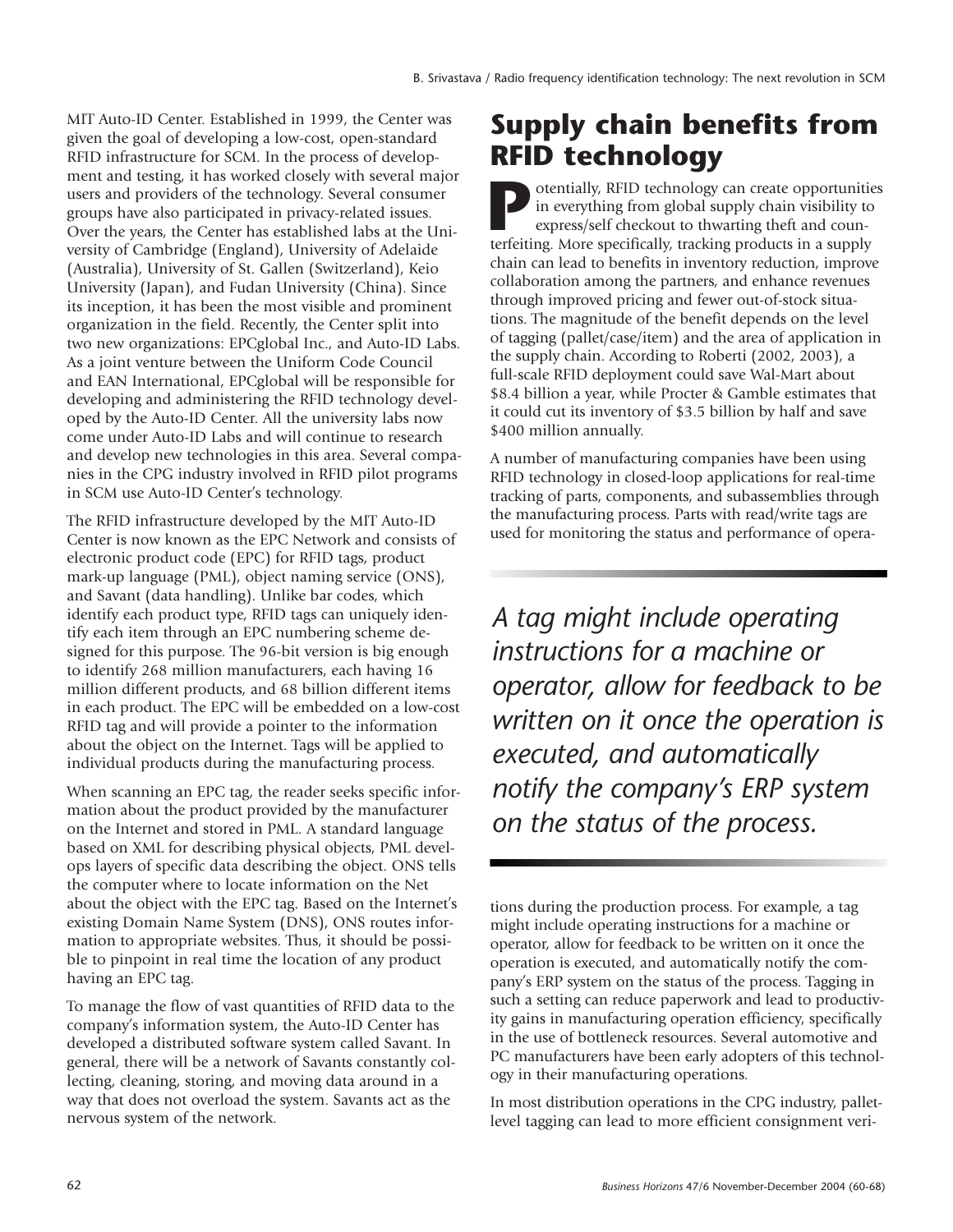MIT Auto-ID Center. Established in 1999, the Center was given the goal of developing a low-cost, open-standard RFID infrastructure for SCM. In the process of development and testing, it has worked closely with several major users and providers of the technology. Several consumer groups have also participated in privacy-related issues. Over the years, the Center has established labs at the University of Cambridge (England), University of Adelaide (Australia), University of St. Gallen (Switzerland), Keio University (Japan), and Fudan University (China). Since its inception, it has been the most visible and prominent organization in the field. Recently, the Center split into two new organizations: EPCglobal Inc., and Auto-ID Labs. As a joint venture between the Uniform Code Council and EAN International, EPCglobal will be responsible for developing and administering the RFID technology developed by the Auto-ID Center. All the university labs now come under Auto-ID Labs and will continue to research and develop new technologies in this area. Several companies in the CPG industry involved in RFID pilot programs in SCM use Auto-ID Center's technology.

The RFID infrastructure developed by the MIT Auto-ID Center is now known as the EPC Network and consists of electronic product code (EPC) for RFID tags, product mark-up language (PML), object naming service (ONS), and Savant (data handling). Unlike bar codes, which identify each product type, RFID tags can uniquely identify each item through an EPC numbering scheme designed for this purpose. The 96-bit version is big enough to identify 268 million manufacturers, each having 16 million different products, and 68 billion different items in each product. The EPC will be embedded on a low-cost RFID tag and will provide a pointer to the information about the object on the Internet. Tags will be applied to individual products during the manufacturing process.

When scanning an EPC tag, the reader seeks specific information about the product provided by the manufacturer on the Internet and stored in PML. A standard language based on XML for describing physical objects, PML develops layers of specific data describing the object. ONS tells the computer where to locate information on the Net about the object with the EPC tag. Based on the Internet's existing Domain Name System (DNS), ONS routes information to appropriate websites. Thus, it should be possible to pinpoint in real time the location of any product having an EPC tag.

To manage the flow of vast quantities of RFID data to the company's information system, the Auto-ID Center has developed a distributed software system called Savant. In general, there will be a network of Savants constantly collecting, cleaning, storing, and moving data around in a way that does not overload the system. Savants act as the nervous system of the network.

## Supply chain benefits from RFID technology

Potentially, RFID technology can create opportunities in everything from global supply chain visibility to express/self checkout to thwarting theft and counterfeiting. More specifically, tracking products in a supply chain can lead to benefits in inventory reduction, improve collaboration among the partners, and enhance revenues through improved pricing and fewer out-of-stock situations. The magnitude of the benefit depends on the level of tagging (pallet/case/item) and the area of application in the supply chain. According to Roberti (2002, 2003), a full-scale RFID deployment could save Wal-Mart about \$8.4 billion a year, while Procter & Gamble estimates that it could cut its inventory of \$3.5 billion by half and save \$400 million annually.

A number of manufacturing companies have been using RFID technology in closed-loop applications for real-time tracking of parts, components, and subassemblies through the manufacturing process. Parts with read/write tags are used for monitoring the status and performance of operations during the production process. For example, a tag might include operating instructions for a machine or operator, allow for feedback to be written on it once the operation is executed, and automatically notify the company's ERP system on the status of the process. Tagging in such a setting can reduce paperwork and lead to productivity gains in manufacturing operation efficiency, specifically in the use of bottleneck resources. Several automotive and PC manufacturers have been early adopters of this technology in their manufacturing operations.

*A tag might include operating instructions for a machine or operator, allow for feedback to be written on it once the operation is executed, and automatically notify the company's ERP system on the status of the process.*

In most distribution operations in the CPG industry, pallet-level tagging can lead to more efficient consignment veri-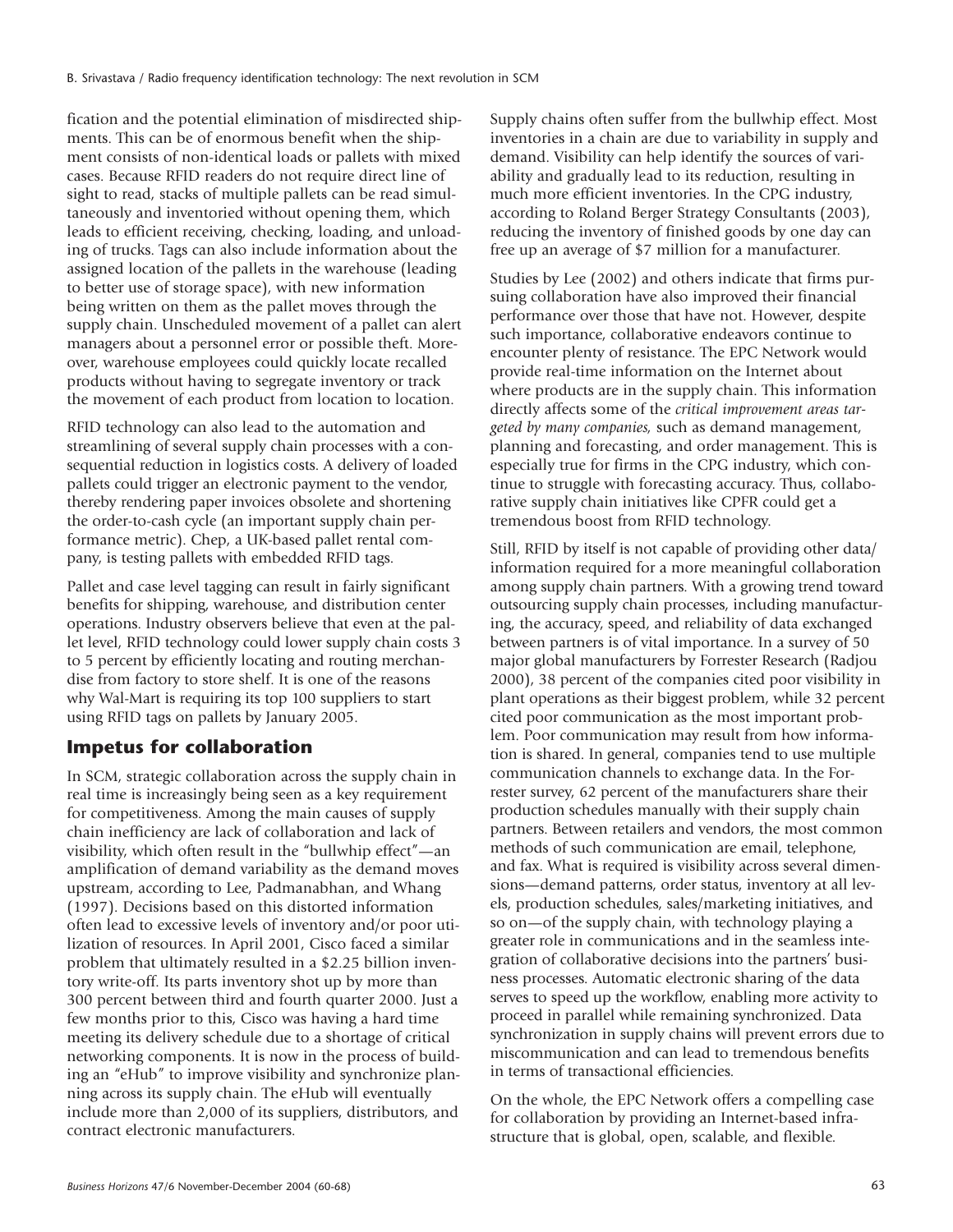fication and the potential elimination of misdirected shipments. This can be of enormous benefit when the shipment consists of non-identical loads or pallets with mixed cases. Because RFID readers do not require direct line of sight to read, stacks of multiple pallets can be read simultaneously and inventoried without opening them, which leads to efficient receiving, checking, loading, and unloading of trucks. Tags can also include information about the assigned location of the pallets in the warehouse (leading to better use of storage space), with new information being written on them as the pallet moves through the supply chain. Unscheduled movement of a pallet can alert managers about a personnel error or possible theft. Moreover, warehouse employees could quickly locate recalled products without having to segregate inventory or track the movement of each product from location to location.

RFID technology can also lead to the automation and streamlining of several supply chain processes with a consequential reduction in logistics costs. A delivery of loaded pallets could trigger an electronic payment to the vendor, thereby rendering paper invoices obsolete and shortening the order-to-cash cycle (an important supply chain performance metric). Chep, a UK-based pallet rental company, is testing pallets with embedded RFID tags.

Pallet and case level tagging can result in fairly significant benefits for shipping, warehouse, and distribution center operations. Industry observers believe that even at the pallet level, RFID technology could lower supply chain costs 3 to 5 percent by efficiently locating and routing merchandise from factory to store shelf. It is one of the reasons why Wal-Mart is requiring its top 100 suppliers to start using RFID tags on pallets by January 2005.

## Impetus for collaboration

In SCM, strategic collaboration across the supply chain in real time is increasingly being seen as a key requirement for competitiveness. Among the main causes of supply chain inefficiency are lack of collaboration and lack of visibility, which often result in the "bullwhip effect"—an amplification of demand variability as the demand moves upstream, according to Lee, Padmanabhan, and Whang (1997). Decisions based on this distorted information often lead to excessive levels of inventory and/or poor utilization of resources. In April 2001, Cisco faced a similar problem that ultimately resulted in a $2.25 billion inventory write-off. Its parts inventory shot up by more than 300 percent between third and fourth quarter 2000. Just a few months prior to this, Cisco was having a hard time meeting its delivery schedule due to a shortage of critical networking components. It is now in the process of building an "eHub" to improve visibility and synchronize planning across its supply chain. The eHub will eventually include more than 2,000 of its suppliers, distributors, and contract electronic manufacturers.

Supply chains often suffer from the bullwhip effect. Most inventories in a chain are due to variability in supply and demand. Visibility can help identify the sources of variability and gradually lead to its reduction, resulting in much more efficient inventories. In the CPG industry, according to Roland Berger Strategy Consultants (2003), reducing the inventory of finished goods by one day can free up an average of $7 million for a manufacturer.

Studies by Lee (2002) and others indicate that firms pursuing collaboration have also improved their financial performance over those that have not. However, despite such importance, collaborative endeavors continue to encounter plenty of resistance. The EPC Network would provide real-time information on the Internet about where products are in the supply chain. This information directly affects some of the *critical improvement areas targeted by many companies,* such as demand management, planning and forecasting, and order management. This is especially true for firms in the CPG industry, which continue to struggle with forecasting accuracy. Thus, collaborative supply chain initiatives like CPFR could get a tremendous boost from RFID technology.

Still, RFID by itself is not capable of providing other data/information required for a more meaningful collaboration among supply chain partners. With a growing trend toward outsourcing supply chain processes, including manufacturing, the accuracy, speed, and reliability of data exchanged between partners is of vital importance. In a survey of 50 major global manufacturers by Forrester Research (Radjou 2000), 38 percent of the companies cited poor visibility in plant operations as their biggest problem, while 32 percent cited poor communication as the most important problem. Poor communication may result from how information is shared. In general, companies tend to use multiple communication channels to exchange data. In the Forrester survey, 62 percent of the manufacturers share their production schedules manually with their supply chain partners. Between retailers and vendors, the most common methods of such communication are email, telephone, and fax. What is required is visibility across several dimensions—demand patterns, order status, inventory at all levels, production schedules, sales/marketing initiatives, and so on—of the supply chain, with technology playing a greater role in communications and in the seamless integration of collaborative decisions into the partners' business processes. Automatic electronic sharing of the data serves to speed up the workflow, enabling more activity to proceed in parallel while remaining synchronized. Data synchronization in supply chains will prevent errors due to miscommunication and can lead to tremendous benefits in terms of transactional efficiencies.

On the whole, the EPC Network offers a compelling case for collaboration by providing an Internet-based infrastructure that is global, open, scalable, and flexible.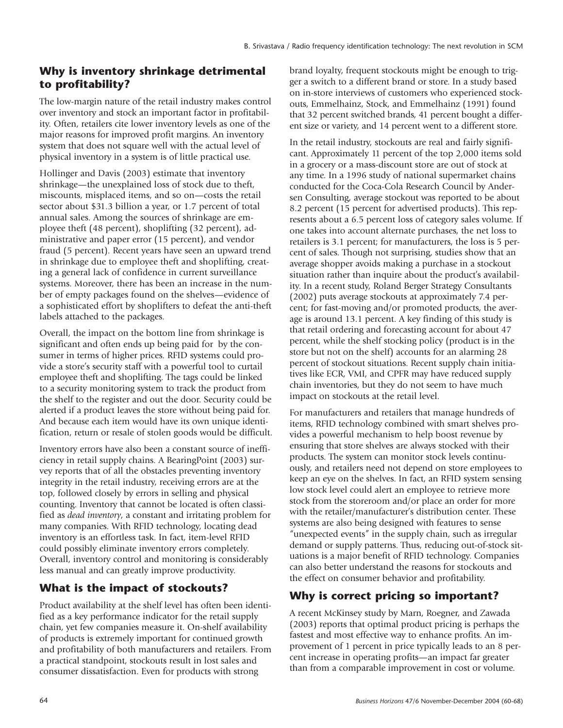## Why is inventory shrinkage detrimental to profitability?

The low-margin nature of the retail industry makes control over inventory and stock an important factor in profitability. Often, retailers cite lower inventory levels as one of the major reasons for improved profit margins. An inventory system that does not square well with the actual level of physical inventory in a system is of little practical use.

Hollinger and Davis (2003) estimate that inventory shrinkage—the unexplained loss of stock due to theft, miscounts, misplaced items, and so on—costs the retail sector about $31.3 billion a year, or 1.7 percent of total annual sales. Among the sources of shrinkage are employee theft (48 percent), shoplifting (32 percent), administrative and paper error (15 percent), and vendor fraud (5 percent). Recent years have seen an upward trend in shrinkage due to employee theft and shoplifting, creating a general lack of confidence in current surveillance systems. Moreover, there has been an increase in the number of empty packages found on the shelves—evidence of a sophisticated effort by shoplifters to defeat the anti-theft labels attached to the packages.

Overall, the impact on the bottom line from shrinkage is significant and often ends up being paid for by the consumer in terms of higher prices. RFID systems could provide a store's security staff with a powerful tool to curtail employee theft and shoplifting. The tags could be linked to a security monitoring system to track the product from the shelf to the register and out the door. Security could be alerted if a product leaves the store without being paid for. And because each item would have its own unique identification, return or resale of stolen goods would be difficult.

Inventory errors have also been a constant source of inefficiency in retail supply chains. A BearingPoint (2003) survey reports that of all the obstacles preventing inventory integrity in the retail industry, receiving errors are at the top, followed closely by errors in selling and physical counting. Inventory that cannot be located is often classified as *dead inventory*, a constant and irritating problem for many companies. With RFID technology, locating dead inventory is an effortless task. In fact, item-level RFID could possibly eliminate inventory errors completely. Overall, inventory control and monitoring is considerably less manual and can greatly improve productivity.

## What is the impact of stockouts?

Product availability at the shelf level has often been identified as a key performance indicator for the retail supply chain, yet few companies measure it. On-shelf availability of products is extremely important for continued growth and profitability of both manufacturers and retailers. From a practical standpoint, stockouts result in lost sales and consumer dissatisfaction. Even for products with strong brand loyalty, frequent stockouts might be enough to trigger a switch to a different brand or store. In a study based on in-store interviews of customers who experienced stockouts, Emmelhainz, Stock, and Emmelhainz (1991) found that 32 percent switched brands, 41 percent bought a different size or variety, and 14 percent went to a different store.

In the retail industry, stockouts are real and fairly significant. Approximately 11 percent of the top 2,000 items sold in a grocery or a mass-discount store are out of stock at any time. In a 1996 study of national supermarket chains conducted for the Coca-Cola Research Council by Andersen Consulting, average stockout was reported to be about 8.2 percent (15 percent for advertised products). This represents about a 6.5 percent loss of category sales volume. If one takes into account alternate purchases, the net loss to retailers is 3.1 percent; for manufacturers, the loss is 5 percent of sales. Though not surprising, studies show that an average shopper avoids making a purchase in a stockout situation rather than inquire about the product's availability. In a recent study, Roland Berger Strategy Consultants (2002) puts average stockouts at approximately 7.4 percent; for fast-moving and/or promoted products, the average is around 13.1 percent. A key finding of this study is that retail ordering and forecasting account for about 47 percent, while the shelf stocking policy (product is in the store but not on the shelf) accounts for an alarming 28 percent of stockout situations. Recent supply chain initiatives like ECR, VMI, and CPFR may have reduced supply chain inventories, but they do not seem to have much impact on stockouts at the retail level.

For manufacturers and retailers that manage hundreds of items, RFID technology combined with smart shelves provides a powerful mechanism to help boost revenue by ensuring that store shelves are always stocked with their products. The system can monitor stock levels continuously, and retailers need not depend on store employees to keep an eye on the shelves. In fact, an RFID system sensing low stock level could alert an employee to retrieve more stock from the storeroom and/or place an order for more with the retailer/manufacturer's distribution center. These systems are also being designed with features to sense "unexpected events" in the supply chain, such as irregular demand or supply patterns. Thus, reducing out-of-stock situations is a major benefit of RFID technology. Companies can also better understand the reasons for stockouts and the effect on consumer behavior and profitability.

## Why is correct pricing so important?

A recent McKinsey study by Marn, Roegner, and Zawada (2003) reports that optimal product pricing is perhaps the fastest and most effective way to enhance profits. An improvement of 1 percent in price typically leads to an 8 percent increase in operating profits—an impact far greater than from a comparable improvement in cost or volume.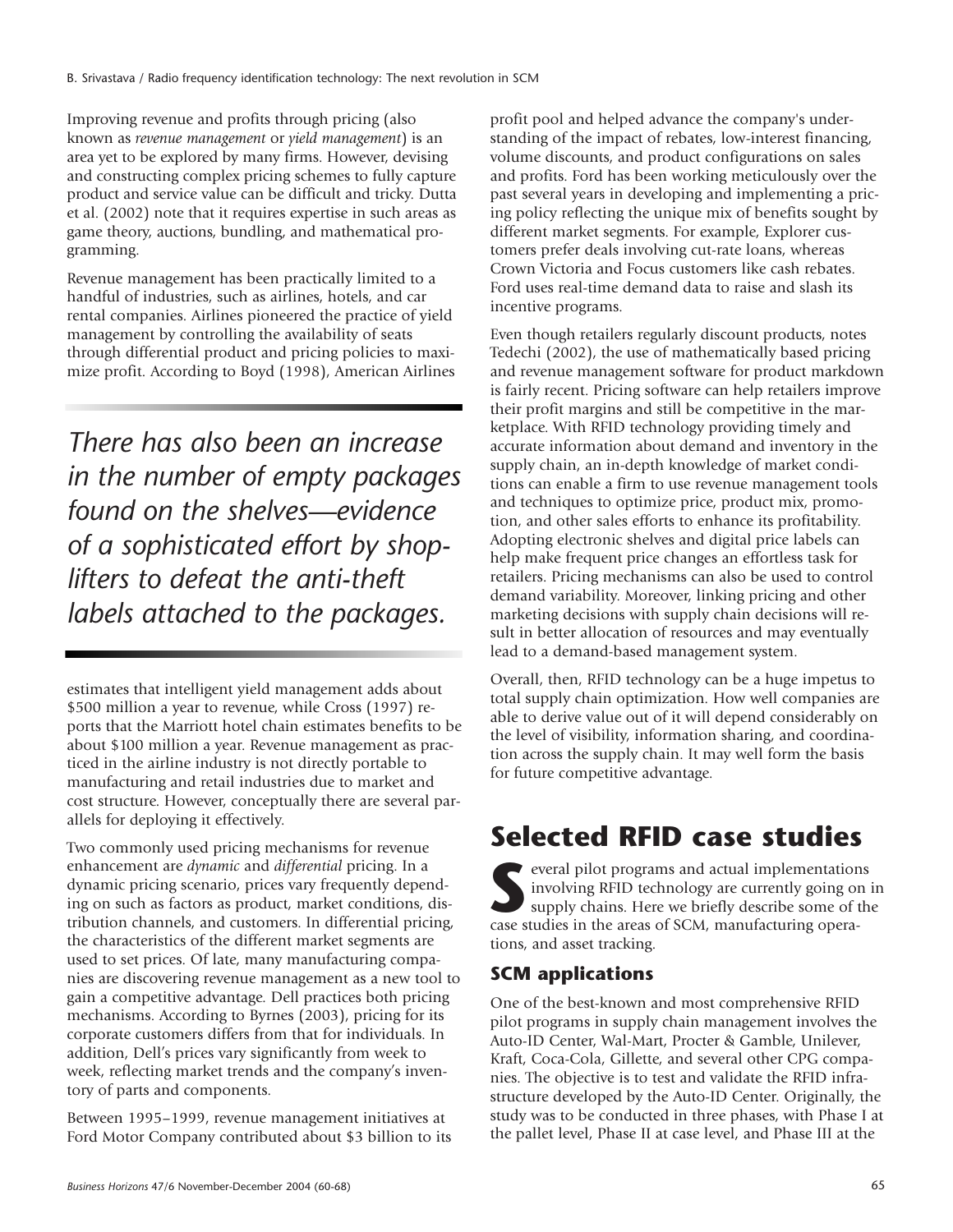Improving revenue and profits through pricing (also known as *revenue management* or *yield management*) is an area yet to be explored by many firms. However, devising and constructing complex pricing schemes to fully capture product and service value can be difficult and tricky. Dutta et al. (2002) note that it requires expertise in such areas as game theory, auctions, bundling, and mathematical programming.

Revenue management has been practically limited to a handful of industries, such as airlines, hotels, and car rental companies. Airlines pioneered the practice of yield management by controlling the availability of seats through differential product and pricing policies to maximize profit. According to Boyd (1998), American Airlines estimates that intelligent yield management adds about \$500 million a year to revenue, while Cross (1997) reports that the Marriott hotel chain estimates benefits to be about \$100 million a year. Revenue management as practiced in the airline industry is not directly portable to manufacturing and retail industries due to market and cost structure. However, conceptually there are several parallels for deploying it effectively.

*There has also been an increase in the number of empty packages found on the shelves—evidence of a sophisticated effort by shoplifters to defeat the anti-theft labels attached to the packages.*

Two commonly used pricing mechanisms for revenue enhancement are *dynamic* and *differential* pricing. In a dynamic pricing scenario, prices vary frequently depending on such as factors as product, market conditions, distribution channels, and customers. In differential pricing, the characteristics of the different market segments are used to set prices. Of late, many manufacturing companies are discovering revenue management as a new tool to gain a competitive advantage. Dell practices both pricing mechanisms. According to Byrnes (2003), pricing for its corporate customers differs from that for individuals. In addition, Dell's prices vary significantly from week to week, reflecting market trends and the company's inventory of parts and components.

Between 1995–1999, revenue management initiatives at Ford Motor Company contributed about \$3 billion to its profit pool and helped advance the company's understanding of the impact of rebates, low-interest financing, volume discounts, and product configurations on sales and profits. Ford has been working meticulously over the past several years in developing and implementing a pricing policy reflecting the unique mix of benefits sought by different market segments. For example, Explorer customers prefer deals involving cut-rate loans, whereas Crown Victoria and Focus customers like cash rebates. Ford uses real-time demand data to raise and slash its incentive programs.

Even though retailers regularly discount products, notes Tedechi (2002), the use of mathematically based pricing and revenue management software for product markdown is fairly recent. Pricing software can help retailers improve their profit margins and still be competitive in the marketplace. With RFID technology providing timely and accurate information about demand and inventory in the supply chain, an in-depth knowledge of market conditions can enable a firm to use revenue management tools and techniques to optimize price, product mix, promotion, and other sales efforts to enhance its profitability. Adopting electronic shelves and digital price labels can help make frequent price changes an effortless task for retailers. Pricing mechanisms can also be used to control demand variability. Moreover, linking pricing and other marketing decisions with supply chain decisions will result in better allocation of resources and may eventually lead to a demand-based management system.

Overall, then, RFID technology can be a huge impetus to total supply chain optimization. How well companies are able to derive value out of it will depend considerably on the level of visibility, information sharing, and coordination across the supply chain. It may well form the basis for future competitive advantage.

## Selected RFID case studies

Several pilot programs and actual implementations involving RFID technology are currently going on in supply chains. Here we briefly describe some of the case studies in the areas of SCM, manufacturing operations, and asset tracking.

### SCM applications

One of the best-known and most comprehensive RFID pilot programs in supply chain management involves the Auto-ID Center, Wal-Mart, Procter & Gamble, Unilever, Kraft, Coca-Cola, Gillette, and several other CPG companies. The objective is to test and validate the RFID infrastructure developed by the Auto-ID Center. Originally, the study was to be conducted in three phases, with Phase I at the pallet level, Phase II at case level, and Phase III at the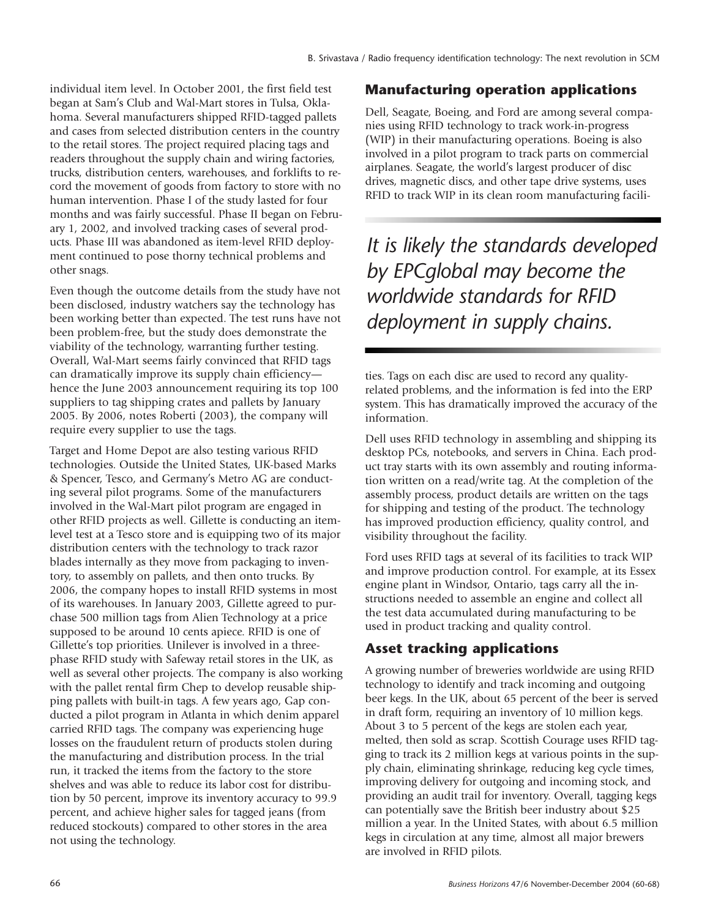individual item level. In October 2001, the first field test began at Sam's Club and Wal-Mart stores in Tulsa, Oklahoma. Several manufacturers shipped RFID-tagged pallets and cases from selected distribution centers in the country to the retail stores. The project required placing tags and readers throughout the supply chain and wiring factories, trucks, distribution centers, warehouses, and forklifts to record the movement of goods from factory to store with no human intervention. Phase I of the study lasted for four months and was fairly successful. Phase II began on February 1, 2002, and involved tracking cases of several products. Phase III was abandoned as item-level RFID deployment continued to pose thorny technical problems and other snags.

Even though the outcome details from the study have not been disclosed, industry watchers say the technology has been working better than expected. The test runs have not been problem-free, but the study does demonstrate the viability of the technology, warranting further testing. Overall, Wal-Mart seems fairly convinced that RFID tags can dramatically improve its supply chain efficiency—hence the June 2003 announcement requiring its top 100 suppliers to tag shipping crates and pallets by January 2005. By 2006, notes Roberti (2003), the company will require every supplier to use the tags.

Target and Home Depot are also testing various RFID technologies. Outside the United States, UK-based Marks & Spencer, Tesco, and Germany's Metro AG are conducting several pilot programs. Some of the manufacturers involved in the Wal-Mart pilot program are engaged in other RFID projects as well. Gillette is conducting an item-level test at a Tesco store and is equipping two of its major distribution centers with the technology to track razor blades internally as they move from packaging to inventory, to assembly on pallets, and then onto trucks. By 2006, the company hopes to install RFID systems in most of its warehouses. In January 2003, Gillette agreed to purchase 500 million tags from Alien Technology at a price supposed to be around 10 cents apiece. RFID is one of Gillette's top priorities. Unilever is involved in a three-phase RFID study with Safeway retail stores in the UK, as well as several other projects. The company is also working with the pallet rental firm Chep to develop reusable shipping pallets with built-in tags. A few years ago, Gap conducted a pilot program in Atlanta in which denim apparel carried RFID tags. The company was experiencing huge losses on the fraudulent return of products stolen during the manufacturing and distribution process. In the trial run, it tracked the items from the factory to the store shelves and was able to reduce its labor cost for distribution by 50 percent, improve its inventory accuracy to 99.9 percent, and achieve higher sales for tagged jeans (from reduced stockouts) compared to other stores in the area not using the technology.

## Manufacturing operation applications

Dell, Seagate, Boeing, and Ford are among several companies using RFID technology to track work-in-progress (WIP) in their manufacturing operations. Boeing is also involved in a pilot program to track parts on commercial airplanes. Seagate, the world's largest producer of disc drives, magnetic discs, and other tape drive systems, uses RFID to track WIP in its clean room manufacturing facilities. Tags on each disc are used to record any quality-related problems, and the information is fed into the ERP system. This has dramatically improved the accuracy of the information.

*It is likely the standards developed by EPCglobal may become the worldwide standards for RFID deployment in supply chains.*

Dell uses RFID technology in assembling and shipping its desktop PCs, notebooks, and servers in China. Each product tray starts with its own assembly and routing information written on a read/write tag. At the completion of the assembly process, product details are written on the tags for shipping and testing of the product. The technology has improved production efficiency, quality control, and visibility throughout the facility.

Ford uses RFID tags at several of its facilities to track WIP and improve production control. For example, at its Essex engine plant in Windsor, Ontario, tags carry all the instructions needed to assemble an engine and collect all the test data accumulated during manufacturing to be used in product tracking and quality control.

## Asset tracking applications

A growing number of breweries worldwide are using RFID technology to identify and track incoming and outgoing beer kegs. In the UK, about 65 percent of the beer is served in draft form, requiring an inventory of 10 million kegs. About 3 to 5 percent of the kegs are stolen each year, melted, then sold as scrap. Scottish Courage uses RFID tagging to track its 2 million kegs at various points in the supply chain, eliminating shrinkage, reducing keg cycle times, improving delivery for outgoing and incoming stock, and providing an audit trail for inventory. Overall, tagging kegs can potentially save the British beer industry about $25 million a year. In the United States, with about 6.5 million kegs in circulation at any time, almost all major brewers are involved in RFID pilots.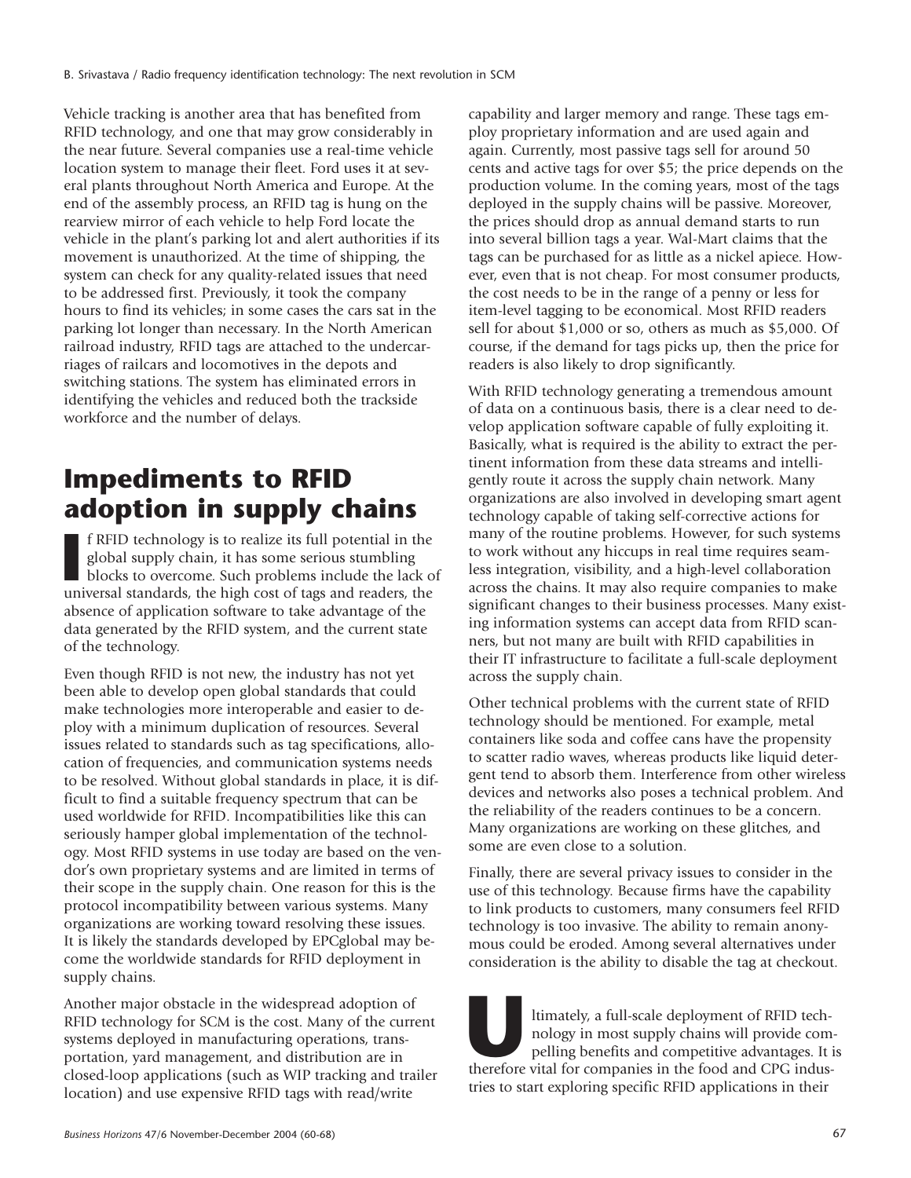Vehicle tracking is another area that has benefited from RFID technology, and one that may grow considerably in the near future. Several companies use a real-time vehicle location system to manage their fleet. Ford uses it at several plants throughout North America and Europe. At the end of the assembly process, an RFID tag is hung on the rearview mirror of each vehicle to help Ford locate the vehicle in the plant's parking lot and alert authorities if its movement is unauthorized. At the time of shipping, the system can check for any quality-related issues that need to be addressed first. Previously, it took the company hours to find its vehicles; in some cases the cars sat in the parking lot longer than necessary. In the North American railroad industry, RFID tags are attached to the undercarriages of railcars and locomotives in the depots and switching stations. The system has eliminated errors in identifying the vehicles and reduced both the trackside workforce and the number of delays.

## Impediments to RFID adoption in supply chains

If RFID technology is to realize its full potential in the global supply chain, it has some serious stumbling blocks to overcome. Such problems include the lack of universal standards, the high cost of tags and readers, the absence of application software to take advantage of the data generated by the RFID system, and the current state of the technology.

Even though RFID is not new, the industry has not yet been able to develop open global standards that could make technologies more interoperable and easier to deploy with a minimum duplication of resources. Several issues related to standards such as tag specifications, allocation of frequencies, and communication systems needs to be resolved. Without global standards in place, it is difficult to find a suitable frequency spectrum that can be used worldwide for RFID. Incompatibilities like this can seriously hamper global implementation of the technology. Most RFID systems in use today are based on the vendor's own proprietary systems and are limited in terms of their scope in the supply chain. One reason for this is the protocol incompatibility between various systems. Many organizations are working toward resolving these issues. It is likely the standards developed by EPCglobal may become the worldwide standards for RFID deployment in supply chains.

Another major obstacle in the widespread adoption of RFID technology for SCM is the cost. Many of the current systems deployed in manufacturing operations, transportation, yard management, and distribution are in closed-loop applications (such as WIP tracking and trailer location) and use expensive RFID tags with read/write capability and larger memory and range. These tags employ proprietary information and are used again and again. Currently, most passive tags sell for around 50 cents and active tags for over $5; the price depends on the production volume. In the coming years, most of the tags deployed in the supply chains will be passive. Moreover, the prices should drop as annual demand starts to run into several billion tags a year. Wal-Mart claims that the tags can be purchased for as little as a nickel apiece. However, even that is not cheap. For most consumer products, the cost needs to be in the range of a penny or less for item-level tagging to be economical. Most RFID readers sell for about $1,000 or so, others as much as $5,000. Of course, if the demand for tags picks up, then the price for readers is also likely to drop significantly.

With RFID technology generating a tremendous amount of data on a continuous basis, there is a clear need to develop application software capable of fully exploiting it. Basically, what is required is the ability to extract the pertinent information from these data streams and intelligently route it across the supply chain network. Many organizations are also involved in developing smart agent technology capable of taking self-corrective actions for many of the routine problems. However, for such systems to work without any hiccups in real time requires seamless integration, visibility, and a high-level collaboration across the chains. It may also require companies to make significant changes to their business processes. Many existing information systems can accept data from RFID scanners, but not many are built with RFID capabilities in their IT infrastructure to facilitate a full-scale deployment across the supply chain.

Other technical problems with the current state of RFID technology should be mentioned. For example, metal containers like soda and coffee cans have the propensity to scatter radio waves, whereas products like liquid detergent tend to absorb them. Interference from other wireless devices and networks also poses a technical problem. And the reliability of the readers continues to be a concern. Many organizations are working on these glitches, and some are even close to a solution.

Finally, there are several privacy issues to consider in the use of this technology. Because firms have the capability to link products to customers, many consumers feel RFID technology is too invasive. The ability to remain anonymous could be eroded. Among several alternatives under consideration is the ability to disable the tag at checkout.

Ultimately, a full-scale deployment of RFID technology in most supply chains will provide compelling benefits and competitive advantages. It is therefore vital for companies in the food and CPG industries to start exploring specific RFID applications in their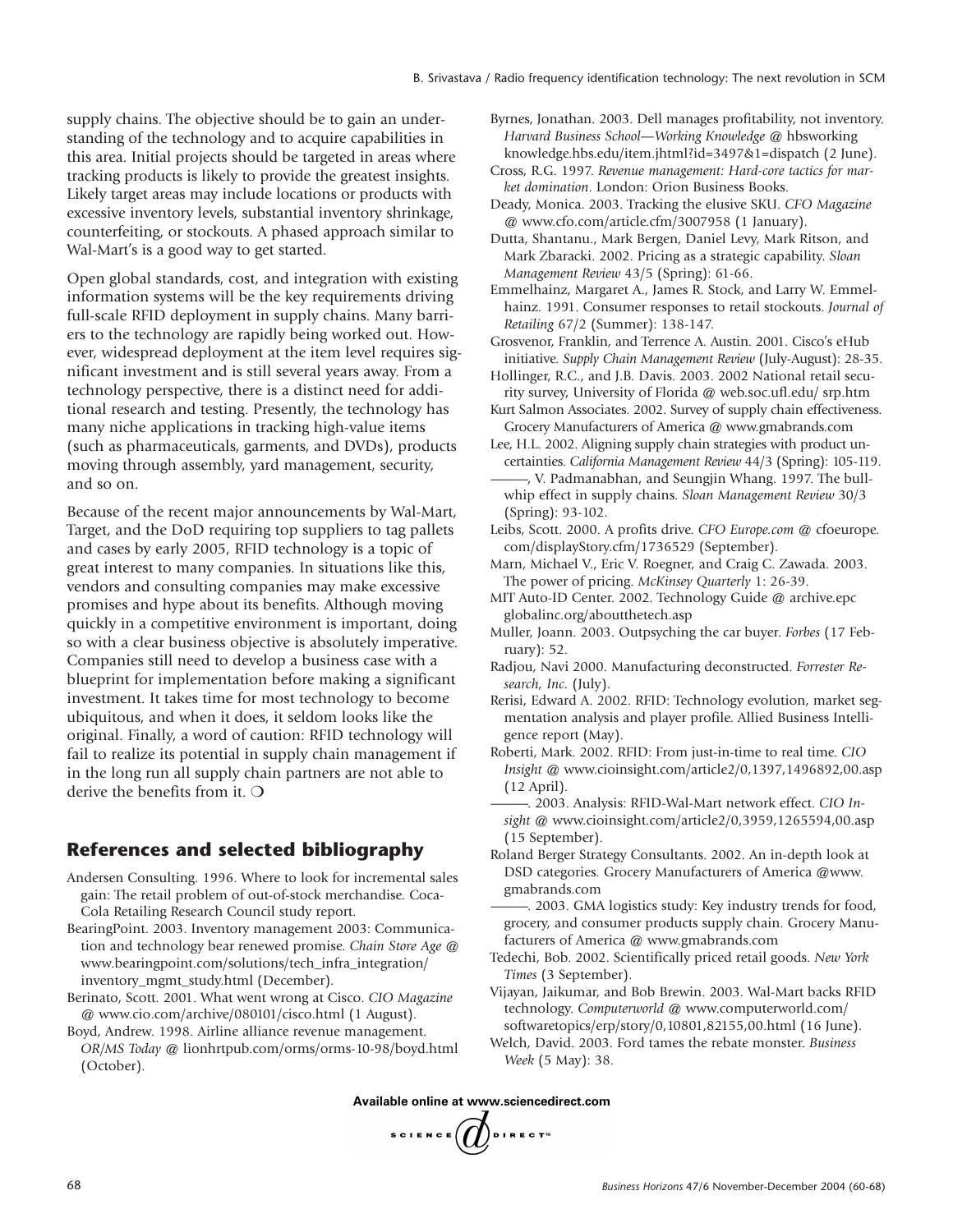supply chains. The objective should be to gain an understanding of the technology and to acquire capabilities in this area. Initial projects should be targeted in areas where tracking products is likely to provide the greatest insights. Likely target areas may include locations or products with excessive inventory levels, substantial inventory shrinkage, counterfeiting, or stockouts. A phased approach similar to Wal-Mart's is a good way to get started.

Open global standards, cost, and integration with existing information systems will be the key requirements driving full-scale RFID deployment in supply chains. Many barriers to the technology are rapidly being worked out. However, widespread deployment at the item level requires significant investment and is still several years away. From a technology perspective, there is a distinct need for additional research and testing. Presently, the technology has many niche applications in tracking high-value items (such as pharmaceuticals, garments, and DVDs), products moving through assembly, yard management, security, and so on.

Because of the recent major announcements by Wal-Mart, Target, and the DoD requiring top suppliers to tag pallets and cases by early 2005, RFID technology is a topic of great interest to many companies. In situations like this, vendors and consulting companies may make excessive promises and hype about its benefits. Although moving quickly in a competitive environment is important, doing so with a clear business objective is absolutely imperative. Companies still need to develop a business case with a blueprint for implementation before making a significant investment. It takes time for most technology to become ubiquitous, and when it does, it seldom looks like the original. Finally, a word of caution: RFID technology will fail to realize its potential in supply chain management if in the long run all supply chain partners are not able to derive the benefits from it. ❍

## References and selected bibliography

Andersen Consulting. 1996. Where to look for incremental sales gain: The retail problem of out-of-stock merchandise. Coca-Cola Retailing Research Council study report.

BearingPoint. 2003. Inventory management 2003: Communication and technology bear renewed promise. *Chain Store Age* @ www.bearingpoint.com/solutions/tech_infra_integration/inventory_mgmt_study.html (December).

Berinato, Scott. 2001. What went wrong at Cisco. *CIO Magazine* @ www.cio.com/archive/080101/cisco.html (1 August).

Boyd, Andrew. 1998. Airline alliance revenue management. *OR/MS Today* @ lionhrtpub.com/orms/orms-10-98/boyd.html (October).

Byrnes, Jonathan. 2003. Dell manages profitability, not inventory. *Harvard Business School—Working Knowledge* @ hbsworking knowledge.hbs.edu/item.jhtml?id=3497&1=dispatch (2 June).

Cross, R.G. 1997. *Revenue management: Hard-core tactics for market domination*. London: Orion Business Books.

Deady, Monica. 2003. Tracking the elusive SKU. *CFO Magazine* @ www.cfo.com/article.cfm/3007958 (1 January).

Dutta, Shantanu., Mark Bergen, Daniel Levy, Mark Ritson, and Mark Zbaracki. 2002. Pricing as a strategic capability. *Sloan Management Review* 43/5 (Spring): 61-66.

Emmelhainz, Margaret A., James R. Stock, and Larry W. Emmelhainz. 1991. Consumer responses to retail stockouts. *Journal of Retailing* 67/2 (Summer): 138-147.

Grosvenor, Franklin, and Terrence A. Austin. 2001. Cisco's eHub initiative. *Supply Chain Management Review* (July-August): 28-35.

Hollinger, R.C., and J.B. Davis. 2003. 2002 National retail security survey, University of Florida @ web.soc.ufl.edu/ srp.htm

Kurt Salmon Associates. 2002. Survey of supply chain effectiveness. Grocery Manufacturers of America @ www.gmabrands.com

Lee, H.L. 2002. Aligning supply chain strategies with product uncertainties. *California Management Review* 44/3 (Spring): 105-119.

———, V. Padmanabhan, and Seungjin Whang. 1997. The bullwhip effect in supply chains. *Sloan Management Review* 30/3 (Spring): 93-102.

Leibs, Scott. 2000. A profits drive. *CFO Europe.com* @ cfoeurope.com/displayStory.cfm/1736529 (September).

Marn, Michael V., Eric V. Roegner, and Craig C. Zawada. 2003. The power of pricing. *McKinsey Quarterly* 1: 26-39.

MIT Auto-ID Center. 2002. Technology Guide @ archive.epc globalinc.org/aboutthetech.asp

Muller, Joann. 2003. Outpsyching the car buyer. *Forbes* (17 February): 52.

Radjou, Navi 2000. Manufacturing deconstructed. *Forrester Research, Inc.* (July).

Rerisi, Edward A. 2002. RFID: Technology evolution, market segmentation analysis and player profile. Allied Business Intelligence report (May).

Roberti, Mark. 2002. RFID: From just-in-time to real time. *CIO Insight* @ www.cioinsight.com/article2/0,1397,1496892,00.asp (12 April).

———. 2003. Analysis: RFID-Wal-Mart network effect. *CIO Insight* @ www.cioinsight.com/article2/0,3959,1265594,00.asp (15 September).

Roland Berger Strategy Consultants. 2002. An in-depth look at DSD categories. Grocery Manufacturers of America @www.gmabrands.com

———. 2003. GMA logistics study: Key industry trends for food, grocery, and consumer products supply chain. Grocery Manufacturers of America @ www.gmabrands.com

Tedechi, Bob. 2002. Scientifically priced retail goods. *New York Times* (3 September).

Vijayan, Jaikumar, and Bob Brewin. 2003. Wal-Mart backs RFID technology. *Computerworld* @ www.computerworld.com/softwaretopics/erp/story/0,10801,82155,00.html (16 June).

Welch, David. 2003. Ford tames the rebate monster. *Business Week* (5 May): 38.